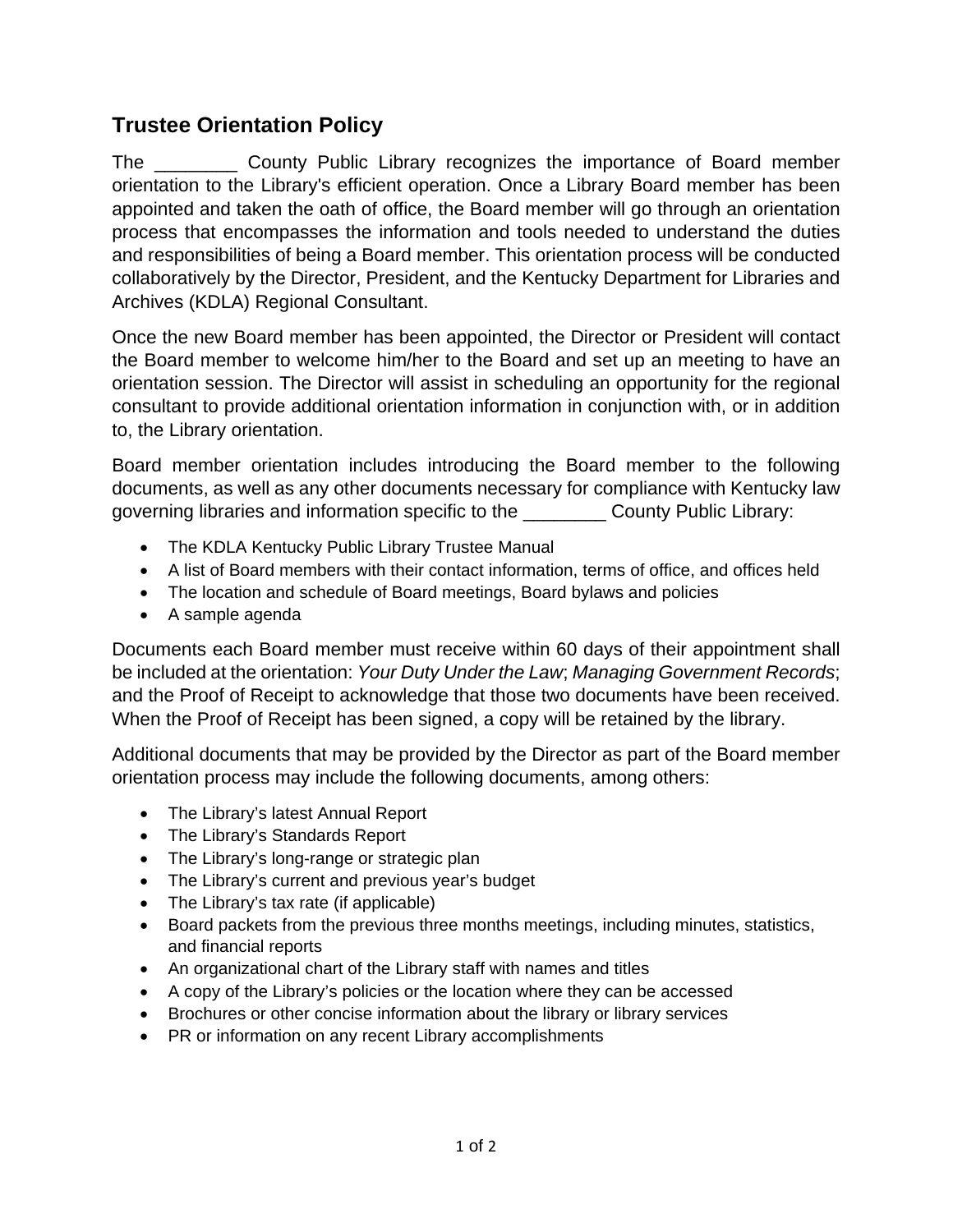# Trustee Orientation Policy

The ________ County Public Library recognizes the importance of Board member orientation to the Library's efficient operation. Once a Library Board member has been appointed and taken the oath of office, the Board member will go through an orientation process that encompasses the information and tools needed to understand the duties and responsibilities of being a Board member. This orientation process will be conducted collaboratively by the Director, President, and the Kentucky Department for Libraries and Archives (KDLA) Regional Consultant.

Once the new Board member has been appointed, the Director or President will contact the Board member to welcome him/her to the Board and set up an meeting to have an orientation session. The Director will assist in scheduling an opportunity for the regional consultant to provide additional orientation information in conjunction with, or in addition to, the Library orientation.

Board member orientation includes introducing the Board member to the following documents, as well as any other documents necessary for compliance with Kentucky law governing libraries and information specific to the ________ County Public Library:

- The KDLA Kentucky Public Library Trustee Manual
- A list of Board members with their contact information, terms of office, and offices held
- The location and schedule of Board meetings, Board bylaws and policies
- A sample agenda

Documents each Board member must receive within 60 days of their appointment shall be included at the orientation: *Your Duty Under the Law*; *Managing Government Records*; and the Proof of Receipt to acknowledge that those two documents have been received. When the Proof of Receipt has been signed, a copy will be retained by the library.

Additional documents that may be provided by the Director as part of the Board member orientation process may include the following documents, among others:

- The Library's latest Annual Report
- The Library's Standards Report
- The Library's long-range or strategic plan
- The Library's current and previous year's budget
- The Library's tax rate (if applicable)
- Board packets from the previous three months meetings, including minutes, statistics, and financial reports
- An organizational chart of the Library staff with names and titles
- A copy of the Library's policies or the location where they can be accessed
- Brochures or other concise information about the library or library services
- PR or information on any recent Library accomplishments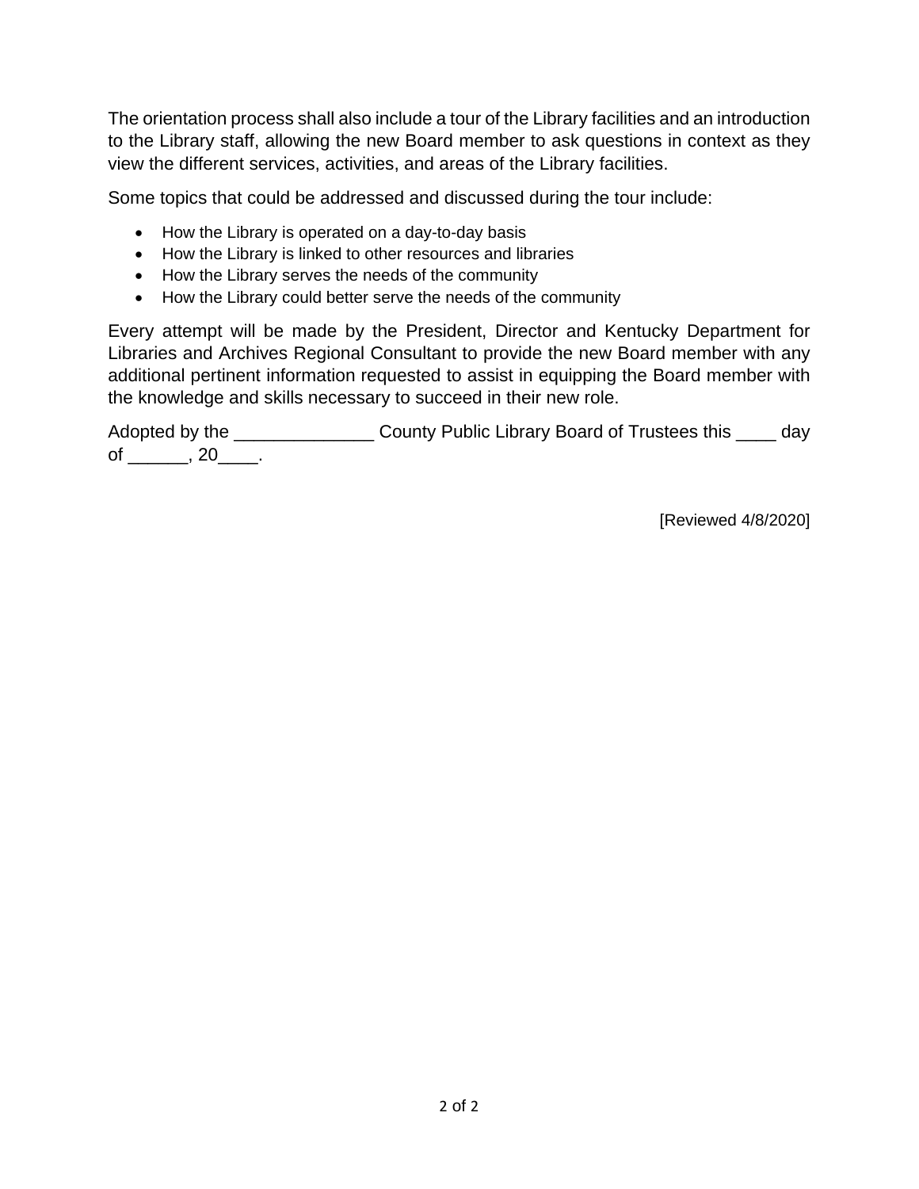The orientation process shall also include a tour of the Library facilities and an introduction to the Library staff, allowing the new Board member to ask questions in context as they view the different services, activities, and areas of the Library facilities.

Some topics that could be addressed and discussed during the tour include:

- How the Library is operated on a day-to-day basis
- How the Library is linked to other resources and libraries
- How the Library serves the needs of the community
- How the Library could better serve the needs of the community

Every attempt will be made by the President, Director and Kentucky Department for Libraries and Archives Regional Consultant to provide the new Board member with any additional pertinent information requested to assist in equipping the Board member with the knowledge and skills necessary to succeed in their new role.

Adopted by the _____________ County Public Library Board of Trustees this ____ day of ______, 20____.

[Reviewed 4/8/2020]